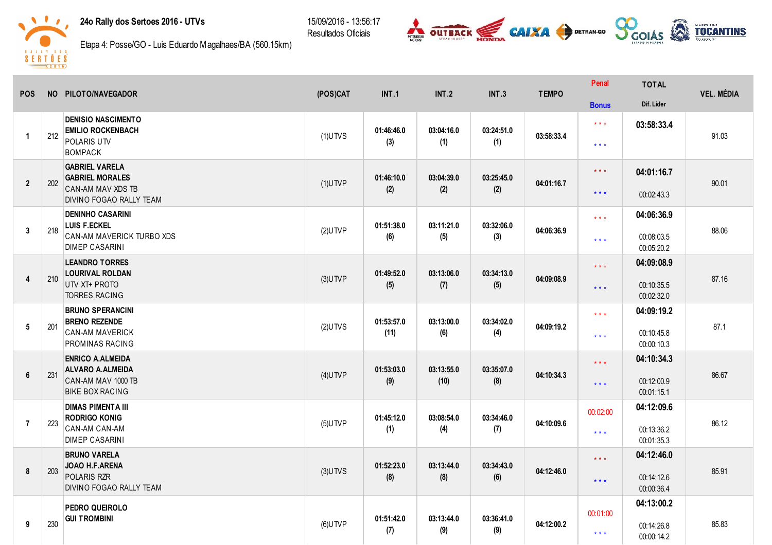# 24o Rally dos Sertoes 2016 - UTVs

Etapa 4: Posse/GO - Luis Eduardo Magalhaes/BA (560.15km)

15/09/2016 - 13:56:17
Resultados Oficiais

| POS | NO | PILOTO/NAVEGADOR | (POS)CAT | INT.1 | INT.2 | INT.3 | TEMPO | Penal / Bonus | TOTAL / Dif. Lider | VEL. MÉDIA |
|---|---|---|---|---|---|---|---|---|---|---|
| 1 | 212 | **DENISIO NASCIMENTO** **EMILIO ROCKENBACH** POLARIS UTV BOMPACK | (1)UTVS | 01:46:46.0 (3) | 03:04:16.0 (1) | 03:24:51.0 (1) | 04:03:58:33.4 | * * * / * * * | **03:58:33.4** | 91.03 |
| 2 | 202 | **GABRIEL VARELA** **GABRIEL MORALES** CAN-AM MAV XDS TB DIVINO FOGAO RALLY TEAM | (1)UTVP | 01:46:10.0 (2) | 03:04:39.0 (2) | 03:25:45.0 (2) | 04:01:16.7 | * * * / * * * | **04:01:16.7** 00:02:43.3 | 90.01 |
| 3 | 218 | **DENINHO CASARINI** **LUIS F.ECKEL** CAN-AM MAVERICK TURBO XDS DIMEP CASARINI | (2)UTVP | 01:51:38.0 (6) | 03:11:21.0 (5) | 03:32:06.0 (3) | 04:06:36.9 | * * * / * * * | **04:06:36.9** 00:08:03.5 00:05:20.2 | 88.06 |
| 4 | 210 | **LEANDRO TORRES** **LOURIVAL ROLDAN** UTV XT+ PROTO TORRES RACING | (3)UTVP | 01:49:52.0 (5) | 03:13:06.0 (7) | 03:34:13.0 (5) | 04:09:08.9 | * * * / * * * | **04:09:08.9** 00:10:35.5 00:02:32.0 | 87.16 |
| 5 | 201 | **BRUNO SPERANCINI** **BRENO REZENDE** CAN-AM MAVERICK PROMINAS RACING | (2)UTVS | 01:53:57.0 (11) | 03:13:00.0 (6) | 03:34:02.0 (4) | 04:09:19.2 | * * * / * * * | **04:09:19.2** 00:10:45.8 00:00:10.3 | 87.1 |
| 6 | 231 | **ENRICO A.ALMEIDA** **ALVARO A.ALMEIDA** CAN-AM MAV 1000 TB BIKE BOX RACING | (4)UTVP | 01:53:03.0 (9) | 03:13:55.0 (10) | 03:35:07.0 (8) | 04:10:34.3 | * * * / * * * | **04:10:34.3** 00:12:00.9 00:01:15.1 | 86.67 |
| 7 | 223 | **DIMAS PIMENTA III** **RODRIGO KONIG** CAN-AM CAN-AM DIMEP CASARINI | (5)UTVP | 01:45:12.0 (1) | 03:08:54.0 (4) | 03:34:46.0 (7) | 04:10:09.6 | 00:02:00 / * * * | **04:12:09.6** 00:13:36.2 00:01:35.3 | 86.12 |
| 8 | 203 | **BRUNO VARELA** **JOAO H.F.ARENA** POLARIS RZR DIVINO FOGAO RALLY TEAM | (3)UTVS | 01:52:23.0 (8) | 03:13:44.0 (8) | 03:34:43.0 (6) | 04:12:46.0 | * * * / * * * | **04:12:46.0** 00:14:12.6 00:00:36.4 | 85.91 |
| 9 | 230 | **PEDRO QUEIROLO** **GUI TROMBINI** | (6)UTVP | 01:51:42.0 (7) | 03:13:44.0 (9) | 03:36:41.0 (9) | 04:12:00.2 | 00:01:00 / * * * | **04:13:00.2** 00:14:26.8 00:00:14.2 | 85.83 |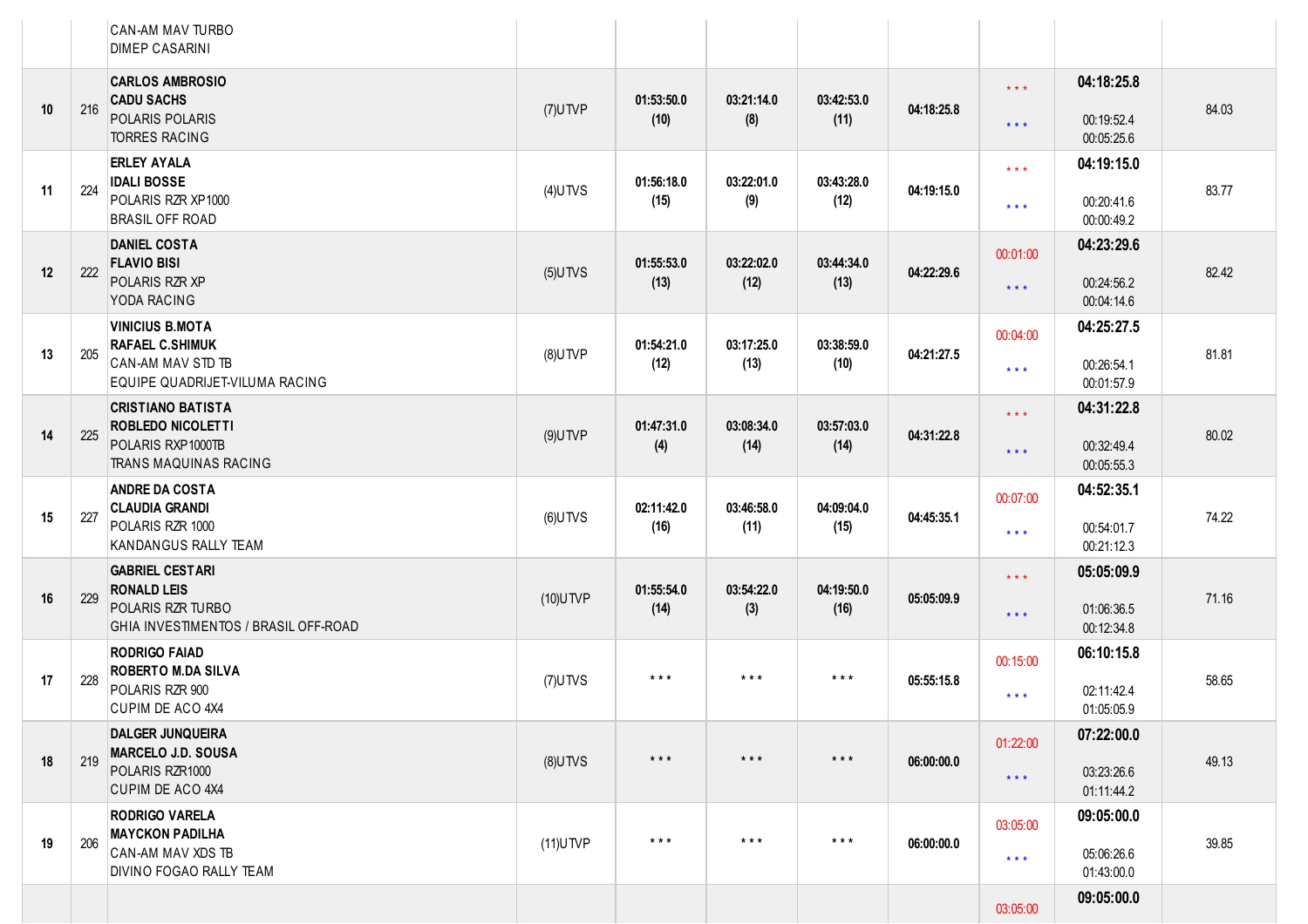| | | | | | | | | | | |
|---|---|---|---|---|---|---|---|---|---|---|
| | | CAN-AM MAV TURBO<br>DIMEP CASARINI | | | | | | | | |
| 10 | 216 | **CARLOS AMBROSIO**<br>**CADU SACHS**<br>POLARIS POLARIS<br>TORRES RACING | (7)UTVP | 01:53:50.0<br>(10) | 03:21:14.0<br>(8) | 03:42:53.0<br>(11) | 04:18:25.8 | * * *<br>* * * | **04:18:25.8**<br>00:19:52.4<br>00:05:25.6 | 84.03 |
| 11 | 224 | **ERLEY AYALA**<br>**IDALI BOSSE**<br>POLARIS RZR XP1000<br>BRASIL OFF ROAD | (4)UTVS | 01:56:18.0<br>(15) | 03:22:01.0<br>(9) | 03:43:28.0<br>(12) | 04:19:15.0 | * * *<br>* * * | **04:19:15.0**<br>00:20:41.6<br>00:00:49.2 | 83.77 |
| 12 | 222 | **DANIEL COSTA**<br>**FLAVIO BISI**<br>POLARIS RZR XP<br>YODA RACING | (5)UTVS | 01:55:53.0<br>(13) | 03:22:02.0<br>(12) | 03:44:34.0<br>(13) | 04:22:29.6 | 00:01:00<br>* * * | **04:23:29.6**<br>00:24:56.2<br>00:04:14.6 | 82.42 |
| 13 | 205 | **VINICIUS B.MOTA**<br>**RAFAEL C.SHIMUK**<br>CAN-AM MAV STD TB<br>EQUIPE QUADRIJET-VILUMA RACING | (8)UTVP | 01:54:21.0<br>(12) | 03:17:25.0<br>(13) | 03:38:59.0<br>(10) | 04:21:27.5 | 00:04:00<br>* * * | **04:25:27.5**<br>00:26:54.1<br>00:01:57.9 | 81.81 |
| 14 | 225 | **CRISTIANO BATISTA**<br>**ROBLEDO NICOLETTI**<br>POLARIS RXP1000TB<br>TRANS MAQUINAS RACING | (9)UTVP | 01:47:31.0<br>(4) | 03:08:34.0<br>(14) | 03:57:03.0<br>(14) | 04:31:22.8 | * * *<br>* * * | **04:31:22.8**<br>00:32:49.4<br>00:05:55.3 | 80.02 |
| 15 | 227 | **ANDRE DA COSTA**<br>**CLAUDIA GRANDI**<br>POLARIS RZR 1000<br>KANDANGUS RALLY TEAM | (6)UTVS | 02:11:42.0<br>(16) | 03:46:58.0<br>(11) | 04:09:04.0<br>(15) | 04:45:35.1 | 00:07:00<br>* * * | **04:52:35.1**<br>00:54:01.7<br>00:21:12.3 | 74.22 |
| 16 | 229 | **GABRIEL CESTARI**<br>**RONALD LEIS**<br>POLARIS RZR TURBO<br>GHIA INVESTIMENTOS / BRASIL OFF-ROAD | (10)UTVP | 01:55:54.0<br>(14) | 03:54:22.0<br>(3) | 04:19:50.0<br>(16) | 05:05:09.9 | * * *<br>* * * | **05:05:09.9**<br>01:06:36.5<br>00:12:34.8 | 71.16 |
| 17 | 228 | **RODRIGO FAIAD**<br>**ROBERTO M.DA SILVA**<br>POLARIS RZR 900<br>CUPIM DE ACO 4X4 | (7)UTVS | * * * | * * * | * * * | 05:55:15.8 | 00:15:00<br>* * * | **06:10:15.8**<br>02:11:42.4<br>01:05:05.9 | 58.65 |
| 18 | 219 | **DALGER JUNQUEIRA**<br>**MARCELO J.D. SOUSA**<br>POLARIS RZR1000<br>CUPIM DE ACO 4X4 | (8)UTVS | * * * | * * * | * * * | 06:00:00.0 | 01:22:00<br>* * * | **07:22:00.0**<br>03:23:26.6<br>01:11:44.2 | 49.13 |
| 19 | 206 | **RODRIGO VARELA**<br>**MAYCKON PADILHA**<br>CAN-AM MAV XDS TB<br>DIVINO FOGAO RALLY TEAM | (11)UTVP | * * * | * * * | * * * | 06:00:00.0 | 03:05:00<br>* * * | **09:05:00.0**<br>05:06:26.6<br>01:43:00.0 | 39.85 |
| | | | | | | | | 03:05:00 | **09:05:00.0** | |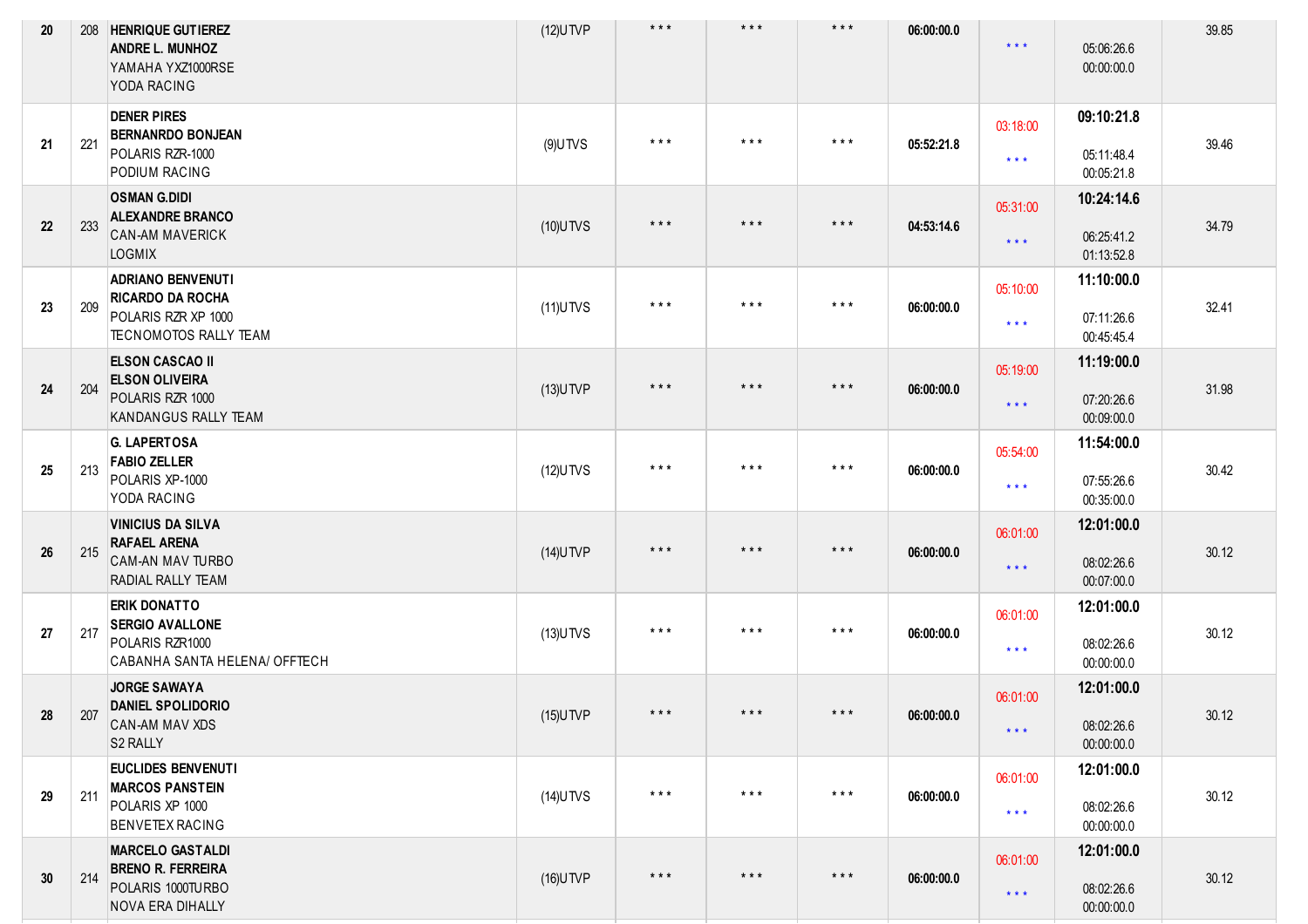| | | | | | | | | | | |
|---|---|---|---|---|---|---|---|---|---|---|
| 20 | 208 | **HENRIQUE GUTIEREZ**<br>**ANDRE L. MUNHOZ**<br>YAMAHA YXZ1000RSE<br>YODA RACING | (12)UTVP | * * * | * * * | * * * | **06:00:00.0** | * * * | 05:06:26.6<br>00:00:00.0 | 39.85 |
| 21 | 221 | **DENER PIRES**<br>**BERNANRDO BONJEAN**<br>POLARIS RZR-1000<br>PODIUM RACING | (9)UTVS | * * * | * * * | * * * | **05:52:21.8** | 03:18:00<br>* * * | **09:10:21.8**<br>05:11:48.4<br>00:05:21.8 | 39.46 |
| 22 | 233 | **OSMAN G.DIDI**<br>**ALEXANDRE BRANCO**<br>CAN-AM MAVERICK<br>LOGMIX | (10)UTVS | * * * | * * * | * * * | **04:53:14.6** | 05:31:00<br>* * * | **10:24:14.6**<br>06:25:41.2<br>01:13:52.8 | 34.79 |
| 23 | 209 | **ADRIANO BENVENUTI**<br>**RICARDO DA ROCHA**<br>POLARIS RZR XP 1000<br>TECNOMOTOS RALLY TEAM | (11)UTVS | * * * | * * * | * * * | **06:00:00.0** | 05:10:00<br>* * * | **11:10:00.0**<br>07:11:26.6<br>00:45:45.4 | 32.41 |
| 24 | 204 | **ELSON CASCAO II**<br>**ELSON OLIVEIRA**<br>POLARIS RZR 1000<br>KANDANGUS RALLY TEAM | (13)UTVP | * * * | * * * | * * * | **06:00:00.0** | 05:19:00<br>* * * | **11:19:00.0**<br>07:20:26.6<br>00:09:00.0 | 31.98 |
| 25 | 213 | **G. LAPERTOSA**<br>**FABIO ZELLER**<br>POLARIS XP-1000<br>YODA RACING | (12)UTVS | * * * | * * * | * * * | **06:00:00.0** | 05:54:00<br>* * * | **11:54:00.0**<br>07:55:26.6<br>00:35:00.0 | 30.42 |
| 26 | 215 | **VINICIUS DA SILVA**<br>**RAFAEL ARENA**<br>CAM-AN MAV TURBO<br>RADIAL RALLY TEAM | (14)UTVP | * * * | * * * | * * * | **06:00:00.0** | 06:01:00<br>* * * | **12:01:00.0**<br>08:02:26.6<br>00:07:00.0 | 30.12 |
| 27 | 217 | **ERIK DONATTO**<br>**SERGIO AVALLONE**<br>POLARIS RZR1000<br>CABANHA SANTA HELENA/ OFFTECH | (13)UTVS | * * * | * * * | * * * | **06:00:00.0** | 06:01:00<br>* * * | **12:01:00.0**<br>08:02:26.6<br>00:00:00.0 | 30.12 |
| 28 | 207 | **JORGE SAWAYA**<br>**DANIEL SPOLIDORIO**<br>CAN-AM MAV XDS<br>S2 RALLY | (15)UTVP | * * * | * * * | * * * | **06:00:00.0** | 06:01:00<br>* * * | **12:01:00.0**<br>08:02:26.6<br>00:00:00.0 | 30.12 |
| 29 | 211 | **EUCLIDES BENVENUTI**<br>**MARCOS PANSTEIN**<br>POLARIS XP 1000<br>BENVETEX RACING | (14)UTVS | * * * | * * * | * * * | **06:00:00.0** | 06:01:00<br>* * * | **12:01:00.0**<br>08:02:26.6<br>00:00:00.0 | 30.12 |
| 30 | 214 | **MARCELO GASTALDI**<br>**BRENO R. FERREIRA**<br>POLARIS 1000TURBO<br>NOVA ERA DIHALLY | (16)UTVP | * * * | * * * | * * * | **06:00:00.0** | 06:01:00<br>* * * | **12:01:00.0**<br>08:02:26.6<br>00:00:00.0 | 30.12 |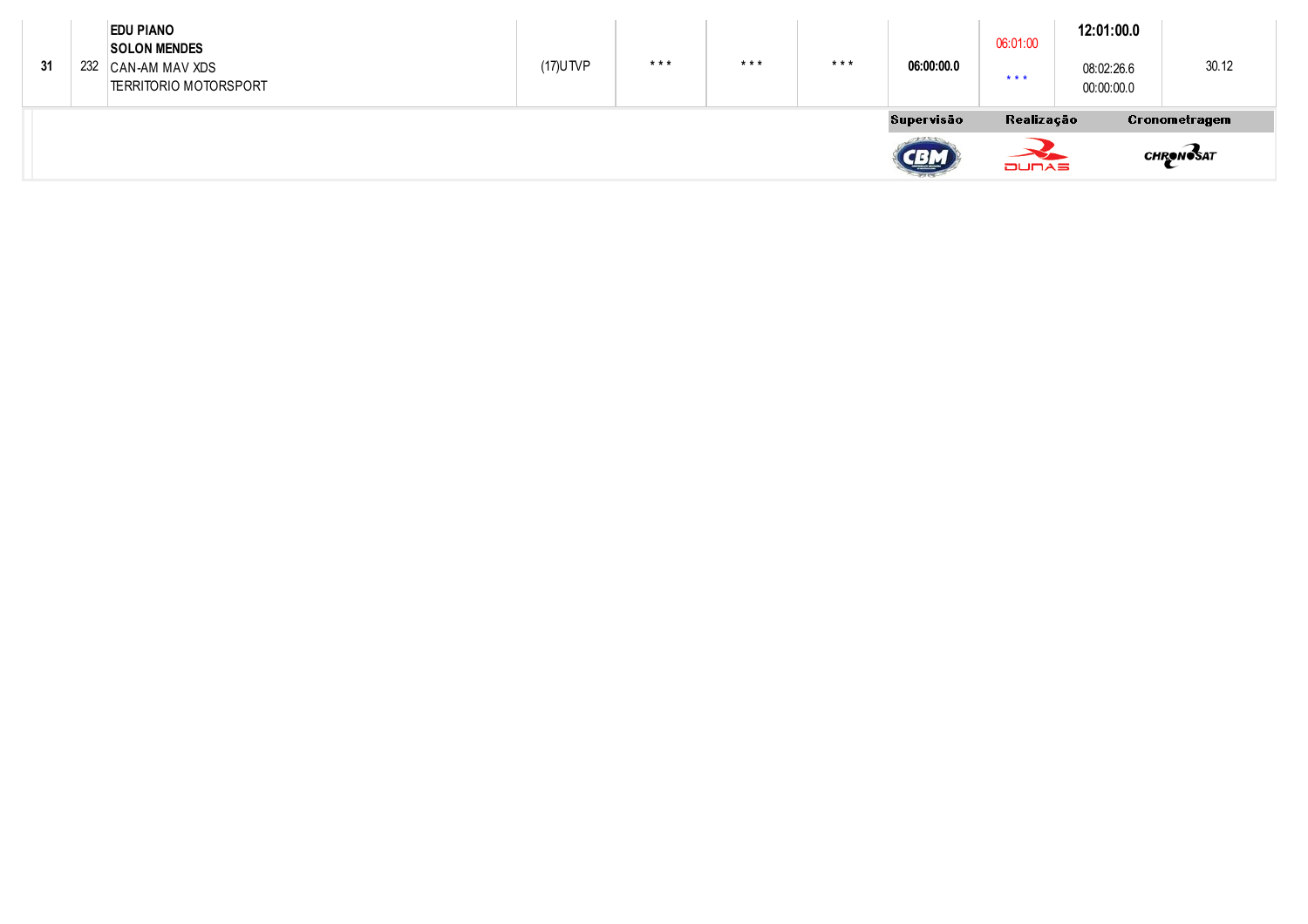| | | | | | | | | | | |
|---|---|---|---|---|---|---|---|---|---|---|
| **31** | 232 | **EDU PIANO**<br>**SOLON MENDES**<br>CAN-AM MAV XDS<br>TERRITORIO MOTORSPORT | (17)UTVP | * * * | * * * | * * * | **06:00:00.0** | 06:01:00<br>* * * | **12:01:00.0**<br>08:02:26.6<br>00:00:00.0 | 30.12 |

| Supervisão | Realização | Cronometragem |
|---|---|---|
| CBM | DUNAS | CHRONOSAT |